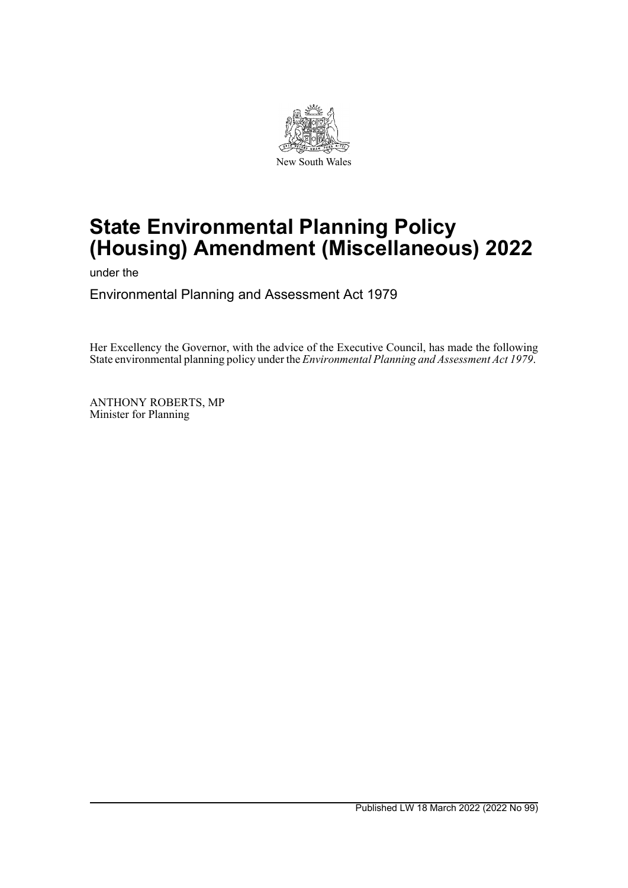New South Wales

# State Environmental Planning Policy (Housing) Amendment (Miscellaneous) 2022

under the

Environmental Planning and Assessment Act 1979

Her Excellency the Governor, with the advice of the Executive Council, has made the following State environmental planning policy under the *Environmental Planning and Assessment Act 1979*.

ANTHONY ROBERTS, MP
Minister for Planning

Published LW 18 March 2022 (2022 No 99)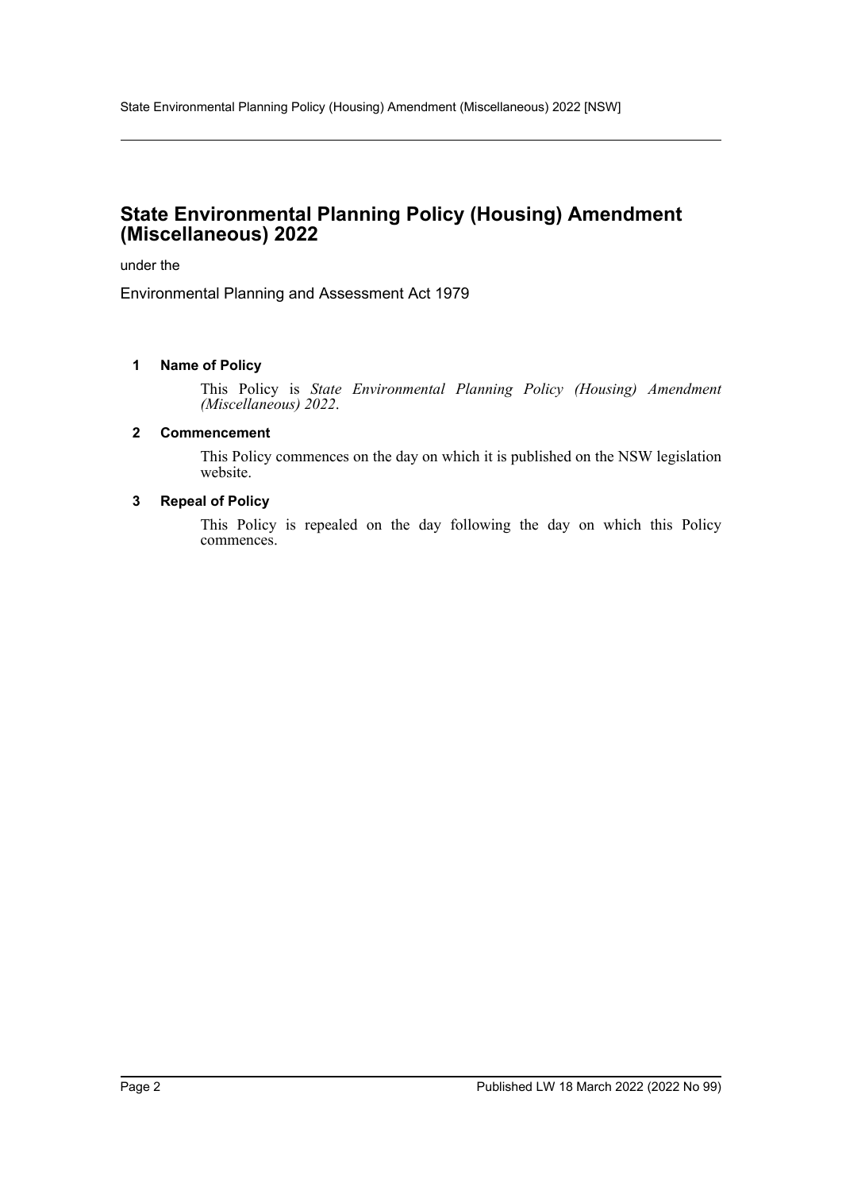# State Environmental Planning Policy (Housing) Amendment (Miscellaneous) 2022

under the

Environmental Planning and Assessment Act 1979

### 1 Name of Policy

This Policy is *State Environmental Planning Policy (Housing) Amendment (Miscellaneous) 2022*.

### 2 Commencement

This Policy commences on the day on which it is published on the NSW legislation website.

### 3 Repeal of Policy

This Policy is repealed on the day following the day on which this Policy commences.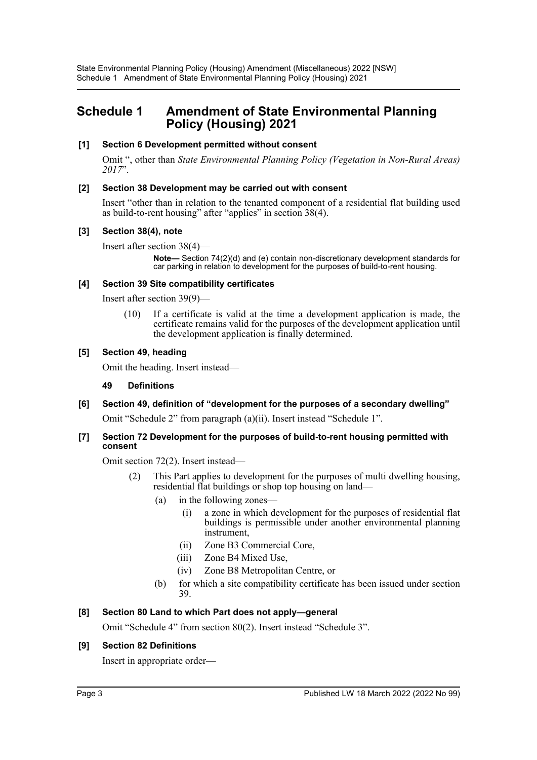# Schedule 1 Amendment of State Environmental Planning Policy (Housing) 2021

### [1] Section 6 Development permitted without consent

Omit ", other than *State Environmental Planning Policy (Vegetation in Non-Rural Areas) 2017*".

### [2] Section 38 Development may be carried out with consent

Insert "other than in relation to the tenanted component of a residential flat building used as build-to-rent housing" after "applies" in section 38(4).

### [3] Section 38(4), note

Insert after section 38(4)—

> **Note—** Section 74(2)(d) and (e) contain non-discretionary development standards for car parking in relation to development for the purposes of build-to-rent housing.

### [4] Section 39 Site compatibility certificates

Insert after section 39(9)—

> (10) If a certificate is valid at the time a development application is made, the certificate remains valid for the purposes of the development application until the development application is finally determined.

### [5] Section 49, heading

Omit the heading. Insert instead—

> **49 Definitions**

### [6] Section 49, definition of "development for the purposes of a secondary dwelling"

Omit "Schedule 2" from paragraph (a)(ii). Insert instead "Schedule 1".

### [7] Section 72 Development for the purposes of build-to-rent housing permitted with consent

Omit section 72(2). Insert instead—

> (2) This Part applies to development for the purposes of multi dwelling housing, residential flat buildings or shop top housing on land—
>
> (a) in the following zones—
>
> (i) a zone in which development for the purposes of residential flat buildings is permissible under another environmental planning instrument,
>
> (ii) Zone B3 Commercial Core,
>
> (iii) Zone B4 Mixed Use,
>
> (iv) Zone B8 Metropolitan Centre, or
>
> (b) for which a site compatibility certificate has been issued under section 39.

### [8] Section 80 Land to which Part does not apply—general

Omit "Schedule 4" from section 80(2). Insert instead "Schedule 3".

### [9] Section 82 Definitions

Insert in appropriate order—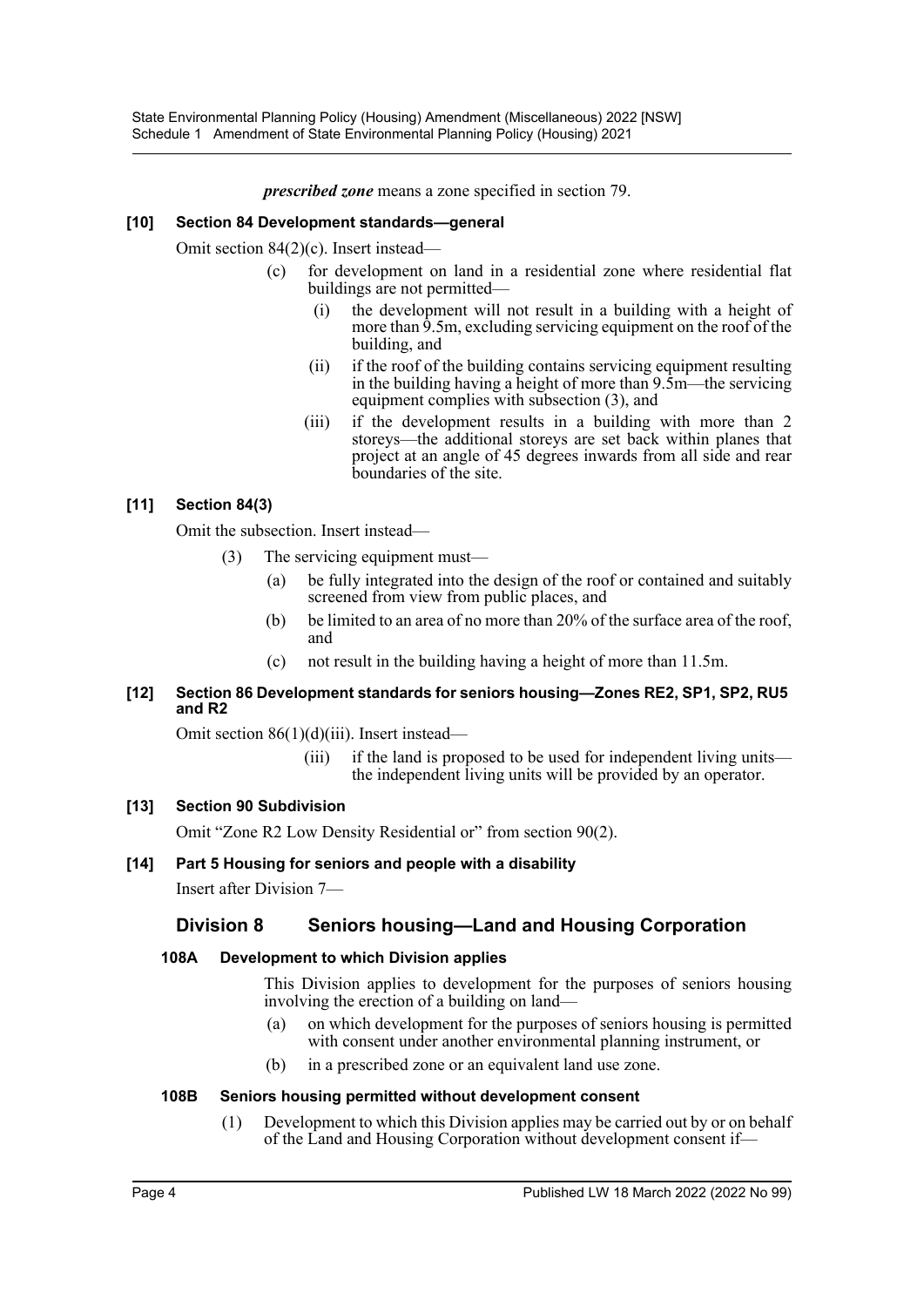***prescribed zone*** means a zone specified in section 79.

**[10] Section 84 Development standards—general**

Omit section 84(2)(c). Insert instead—

(c) for development on land in a residential zone where residential flat buildings are not permitted—

(i) the development will not result in a building with a height of more than 9.5m, excluding servicing equipment on the roof of the building, and

(ii) if the roof of the building contains servicing equipment resulting in the building having a height of more than 9.5m—the servicing equipment complies with subsection (3), and

(iii) if the development results in a building with more than 2 storeys—the additional storeys are set back within planes that project at an angle of 45 degrees inwards from all side and rear boundaries of the site.

**[11] Section 84(3)**

Omit the subsection. Insert instead—

(3) The servicing equipment must—

(a) be fully integrated into the design of the roof or contained and suitably screened from view from public places, and

(b) be limited to an area of no more than 20% of the surface area of the roof, and

(c) not result in the building having a height of more than 11.5m.

**[12] Section 86 Development standards for seniors housing—Zones RE2, SP1, SP2, RU5 and R2**

Omit section 86(1)(d)(iii). Insert instead—

(iii) if the land is proposed to be used for independent living units—the independent living units will be provided by an operator.

**[13] Section 90 Subdivision**

Omit "Zone R2 Low Density Residential or" from section 90(2).

**[14] Part 5 Housing for seniors and people with a disability**

Insert after Division 7—

## Division 8 Seniors housing—Land and Housing Corporation

**108A Development to which Division applies**

This Division applies to development for the purposes of seniors housing involving the erection of a building on land—

(a) on which development for the purposes of seniors housing is permitted with consent under another environmental planning instrument, or

(b) in a prescribed zone or an equivalent land use zone.

**108B Seniors housing permitted without development consent**

(1) Development to which this Division applies may be carried out by or on behalf of the Land and Housing Corporation without development consent if—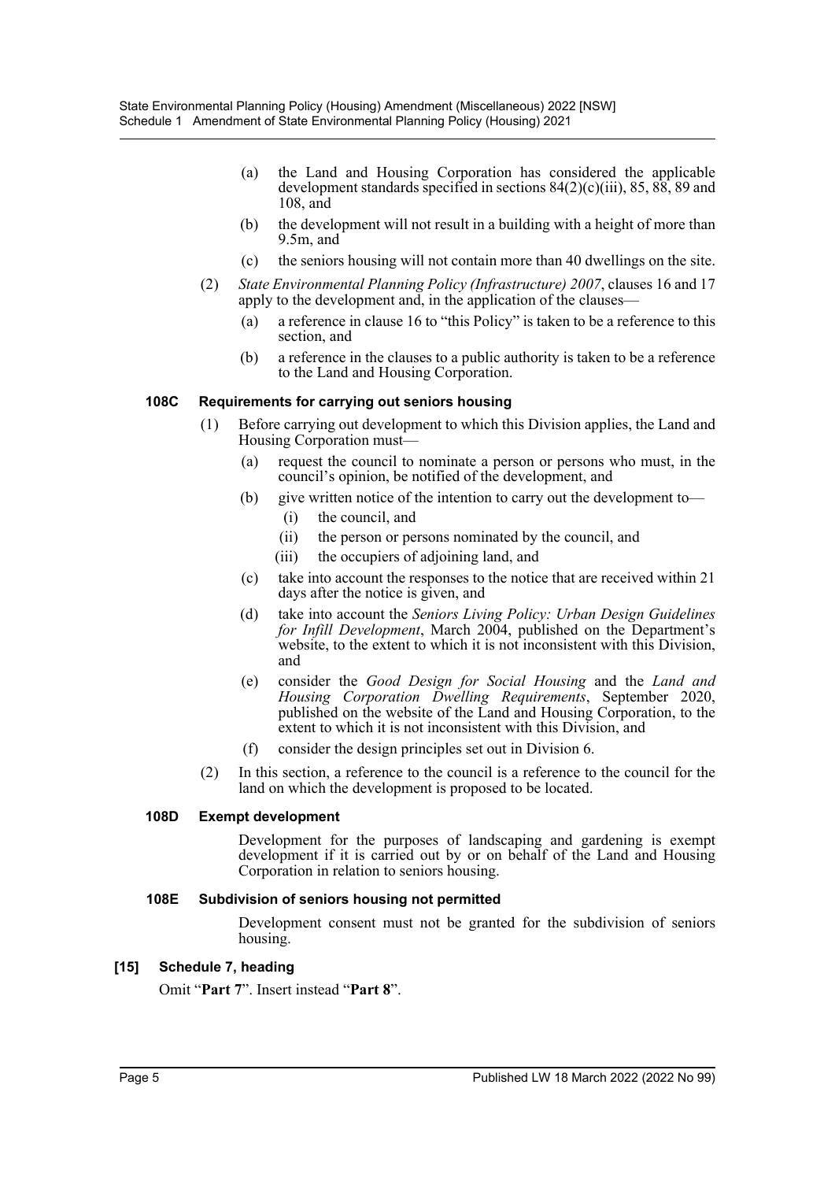(a) the Land and Housing Corporation has considered the applicable development standards specified in sections 84(2)(c)(iii), 85, 88, 89 and 108, and

(b) the development will not result in a building with a height of more than 9.5m, and

(c) the seniors housing will not contain more than 40 dwellings on the site.

(2) *State Environmental Planning Policy (Infrastructure) 2007*, clauses 16 and 17 apply to the development and, in the application of the clauses—

(a) a reference in clause 16 to "this Policy" is taken to be a reference to this section, and

(b) a reference in the clauses to a public authority is taken to be a reference to the Land and Housing Corporation.

**108C Requirements for carrying out seniors housing**

(1) Before carrying out development to which this Division applies, the Land and Housing Corporation must—

(a) request the council to nominate a person or persons who must, in the council's opinion, be notified of the development, and

(b) give written notice of the intention to carry out the development to—

(i) the council, and

(ii) the person or persons nominated by the council, and

(iii) the occupiers of adjoining land, and

(c) take into account the responses to the notice that are received within 21 days after the notice is given, and

(d) take into account the *Seniors Living Policy: Urban Design Guidelines for Infill Development*, March 2004, published on the Department's website, to the extent to which it is not inconsistent with this Division, and

(e) consider the *Good Design for Social Housing* and the *Land and Housing Corporation Dwelling Requirements*, September 2020, published on the website of the Land and Housing Corporation, to the extent to which it is not inconsistent with this Division, and

(f) consider the design principles set out in Division 6.

(2) In this section, a reference to the council is a reference to the council for the land on which the development is proposed to be located.

**108D Exempt development**

Development for the purposes of landscaping and gardening is exempt development if it is carried out by or on behalf of the Land and Housing Corporation in relation to seniors housing.

**108E Subdivision of seniors housing not permitted**

Development consent must not be granted for the subdivision of seniors housing.

**[15] Schedule 7, heading**

Omit "**Part 7**". Insert instead "**Part 8**".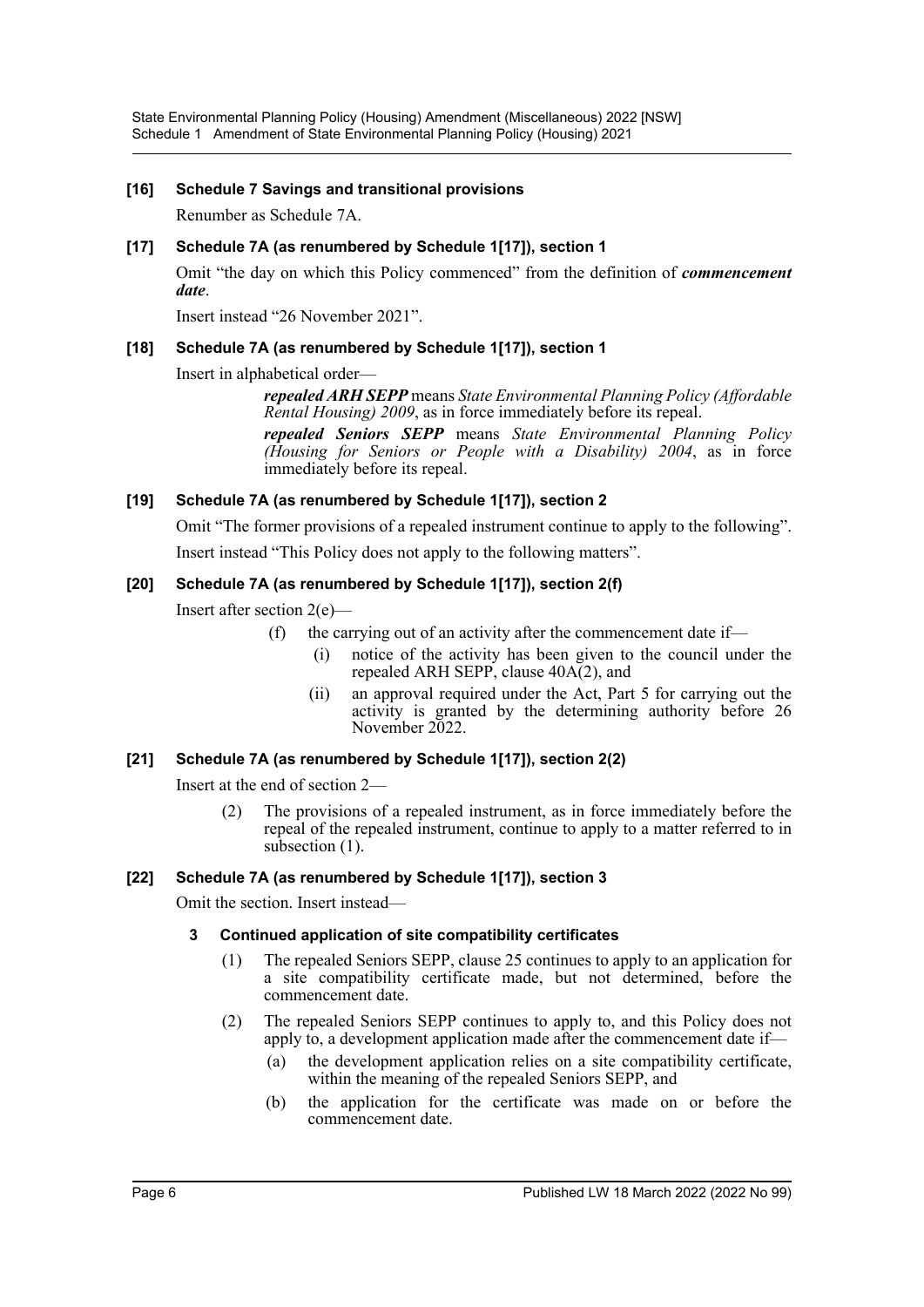**[16] Schedule 7 Savings and transitional provisions**

Renumber as Schedule 7A.

**[17] Schedule 7A (as renumbered by Schedule 1[17]), section 1**

Omit "the day on which this Policy commenced" from the definition of ***commencement date***.

Insert instead "26 November 2021".

**[18] Schedule 7A (as renumbered by Schedule 1[17]), section 1**

Insert in alphabetical order—

> ***repealed ARH SEPP*** means *State Environmental Planning Policy (Affordable Rental Housing) 2009*, as in force immediately before its repeal.
>
> ***repealed Seniors SEPP*** means *State Environmental Planning Policy (Housing for Seniors or People with a Disability) 2004*, as in force immediately before its repeal.

**[19] Schedule 7A (as renumbered by Schedule 1[17]), section 2**

Omit "The former provisions of a repealed instrument continue to apply to the following".

Insert instead "This Policy does not apply to the following matters".

**[20] Schedule 7A (as renumbered by Schedule 1[17]), section 2(f)**

Insert after section 2(e)—

> (f) the carrying out of an activity after the commencement date if—
>
> (i) notice of the activity has been given to the council under the repealed ARH SEPP, clause 40A(2), and
>
> (ii) an approval required under the Act, Part 5 for carrying out the activity is granted by the determining authority before 26 November 2022.

**[21] Schedule 7A (as renumbered by Schedule 1[17]), section 2(2)**

Insert at the end of section 2—

> (2) The provisions of a repealed instrument, as in force immediately before the repeal of the repealed instrument, continue to apply to a matter referred to in subsection (1).

**[22] Schedule 7A (as renumbered by Schedule 1[17]), section 3**

Omit the section. Insert instead—

> **3 Continued application of site compatibility certificates**
>
> (1) The repealed Seniors SEPP, clause 25 continues to apply to an application for a site compatibility certificate made, but not determined, before the commencement date.
>
> (2) The repealed Seniors SEPP continues to apply to, and this Policy does not apply to, a development application made after the commencement date if—
>
> (a) the development application relies on a site compatibility certificate, within the meaning of the repealed Seniors SEPP, and
>
> (b) the application for the certificate was made on or before the commencement date.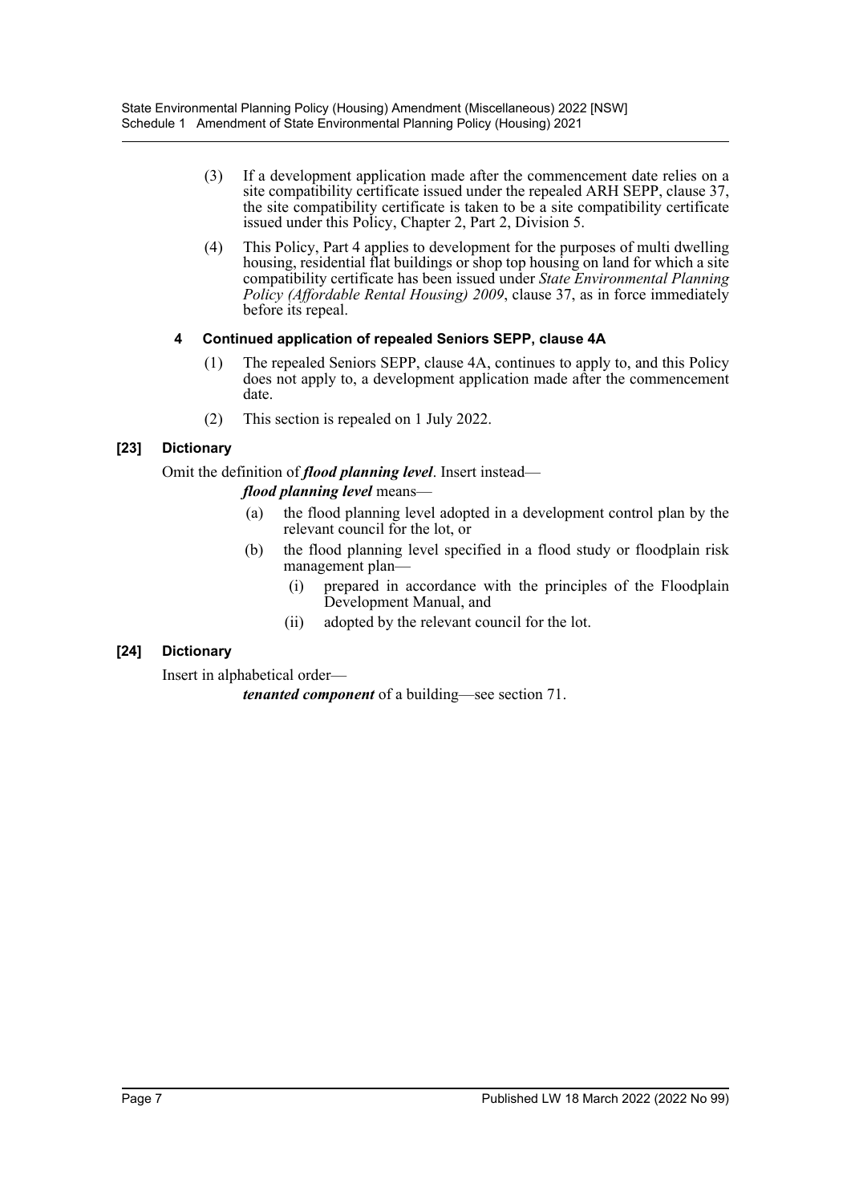(3) If a development application made after the commencement date relies on a site compatibility certificate issued under the repealed ARH SEPP, clause 37, the site compatibility certificate is taken to be a site compatibility certificate issued under this Policy, Chapter 2, Part 2, Division 5.

(4) This Policy, Part 4 applies to development for the purposes of multi dwelling housing, residential flat buildings or shop top housing on land for which a site compatibility certificate has been issued under *State Environmental Planning Policy (Affordable Rental Housing) 2009*, clause 37, as in force immediately before its repeal.

#### 4 Continued application of repealed Seniors SEPP, clause 4A

(1) The repealed Seniors SEPP, clause 4A, continues to apply to, and this Policy does not apply to, a development application made after the commencement date.

(2) This section is repealed on 1 July 2022.

### [23] Dictionary

Omit the definition of ***flood planning level***. Insert instead—

***flood planning level*** means—

(a) the flood planning level adopted in a development control plan by the relevant council for the lot, or

(b) the flood planning level specified in a flood study or floodplain risk management plan—

(i) prepared in accordance with the principles of the Floodplain Development Manual, and

(ii) adopted by the relevant council for the lot.

### [24] Dictionary

Insert in alphabetical order—

***tenanted component*** of a building—see section 71.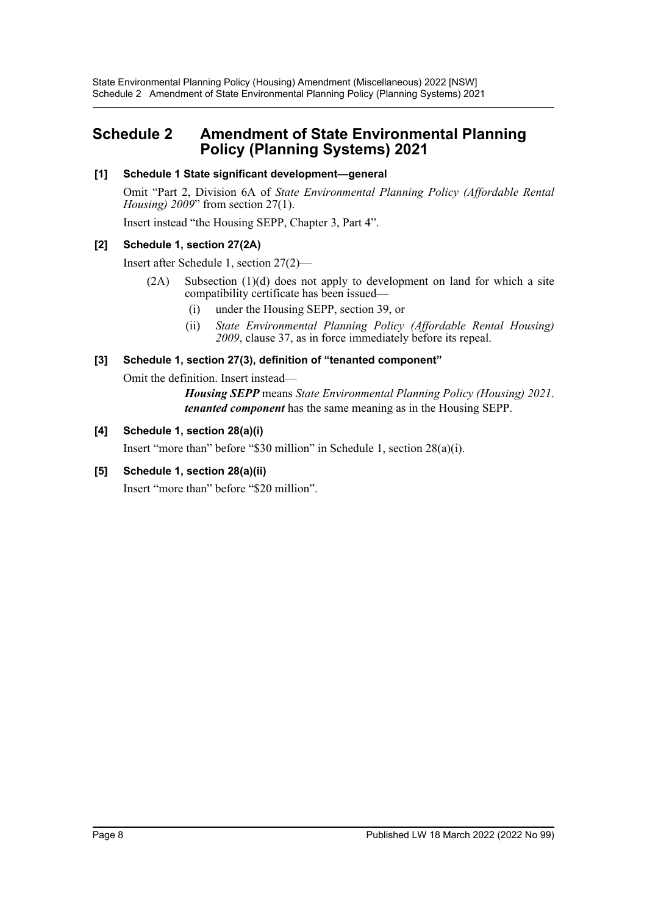# Schedule 2 Amendment of State Environmental Planning Policy (Planning Systems) 2021

## [1] Schedule 1 State significant development—general

Omit "Part 2, Division 6A of *State Environmental Planning Policy (Affordable Rental Housing) 2009*" from section 27(1).

Insert instead "the Housing SEPP, Chapter 3, Part 4".

## [2] Schedule 1, section 27(2A)

Insert after Schedule 1, section 27(2)—

(2A) Subsection (1)(d) does not apply to development on land for which a site compatibility certificate has been issued—

- (i) under the Housing SEPP, section 39, or
- (ii) *State Environmental Planning Policy (Affordable Rental Housing) 2009*, clause 37, as in force immediately before its repeal.

## [3] Schedule 1, section 27(3), definition of "tenanted component"

Omit the definition. Insert instead—

***Housing SEPP*** means *State Environmental Planning Policy (Housing) 2021*.

***tenanted component*** has the same meaning as in the Housing SEPP.

## [4] Schedule 1, section 28(a)(i)

Insert "more than" before "$30 million" in Schedule 1, section 28(a)(i).

## [5] Schedule 1, section 28(a)(ii)

Insert "more than" before "$20 million".